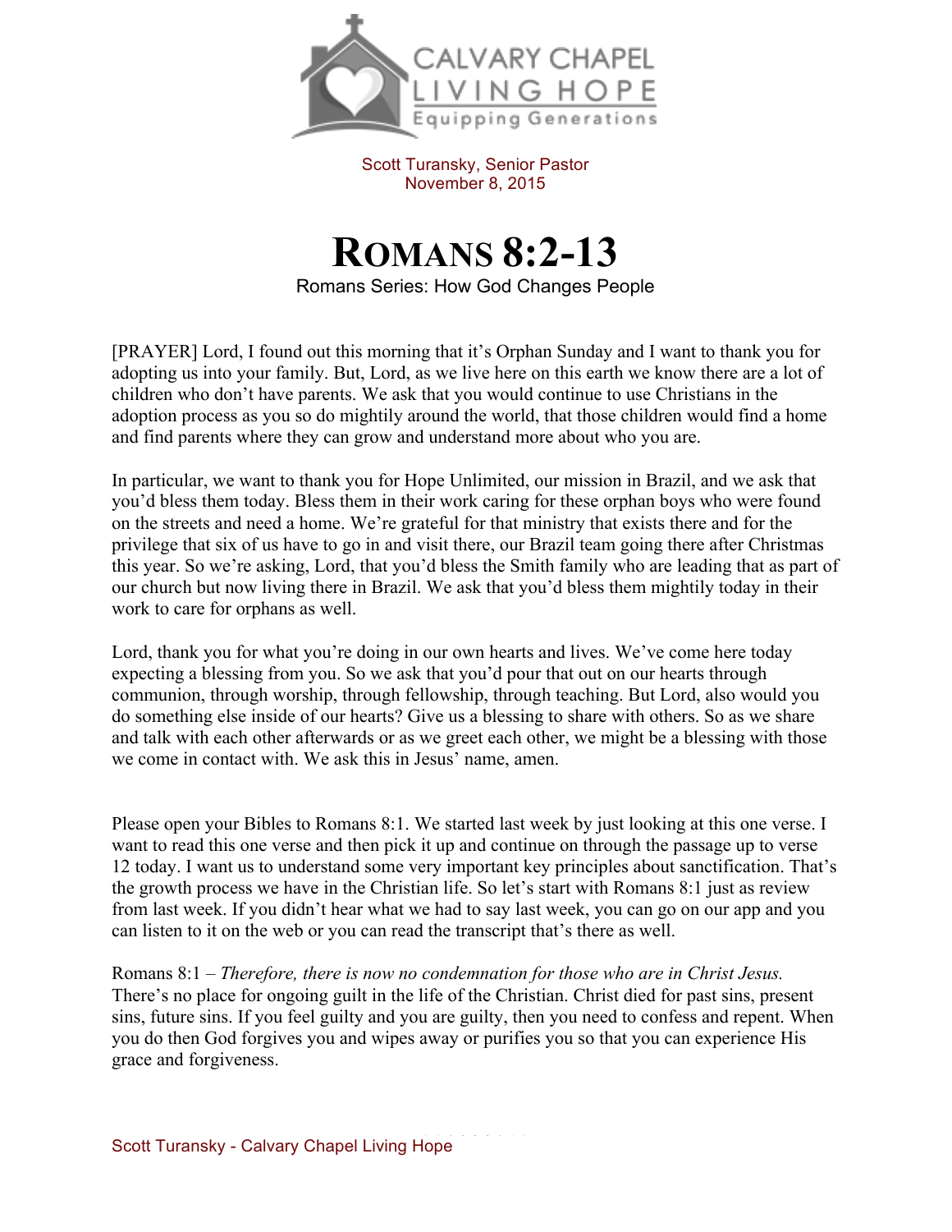CALVARY CHAPEL
LIVING HOPE
Equipping Generations

Scott Turansky, Senior Pastor
November 8, 2015

# ROMANS 8:2-13

Romans Series: How God Changes People

[PRAYER] Lord, I found out this morning that it's Orphan Sunday and I want to thank you for adopting us into your family. But, Lord, as we live here on this earth we know there are a lot of children who don't have parents. We ask that you would continue to use Christians in the adoption process as you so do mightily around the world, that those children would find a home and find parents where they can grow and understand more about who you are.

In particular, we want to thank you for Hope Unlimited, our mission in Brazil, and we ask that you'd bless them today. Bless them in their work caring for these orphan boys who were found on the streets and need a home. We're grateful for that ministry that exists there and for the privilege that six of us have to go in and visit there, our Brazil team going there after Christmas this year. So we're asking, Lord, that you'd bless the Smith family who are leading that as part of our church but now living there in Brazil. We ask that you'd bless them mightily today in their work to care for orphans as well.

Lord, thank you for what you're doing in our own hearts and lives. We've come here today expecting a blessing from you. So we ask that you'd pour that out on our hearts through communion, through worship, through fellowship, through teaching. But Lord, also would you do something else inside of our hearts? Give us a blessing to share with others. So as we share and talk with each other afterwards or as we greet each other, we might be a blessing with those we come in contact with. We ask this in Jesus' name, amen.

Please open your Bibles to Romans 8:1. We started last week by just looking at this one verse. I want to read this one verse and then pick it up and continue on through the passage up to verse 12 today. I want us to understand some very important key principles about sanctification. That's the growth process we have in the Christian life. So let's start with Romans 8:1 just as review from last week. If you didn't hear what we had to say last week, you can go on our app and you can listen to it on the web or you can read the transcript that's there as well.

Romans 8:1 – *Therefore, there is now no condemnation for those who are in Christ Jesus.* There's no place for ongoing guilt in the life of the Christian. Christ died for past sins, present sins, future sins. If you feel guilty and you are guilty, then you need to confess and repent. When you do then God forgives you and wipes away or purifies you so that you can experience His grace and forgiveness.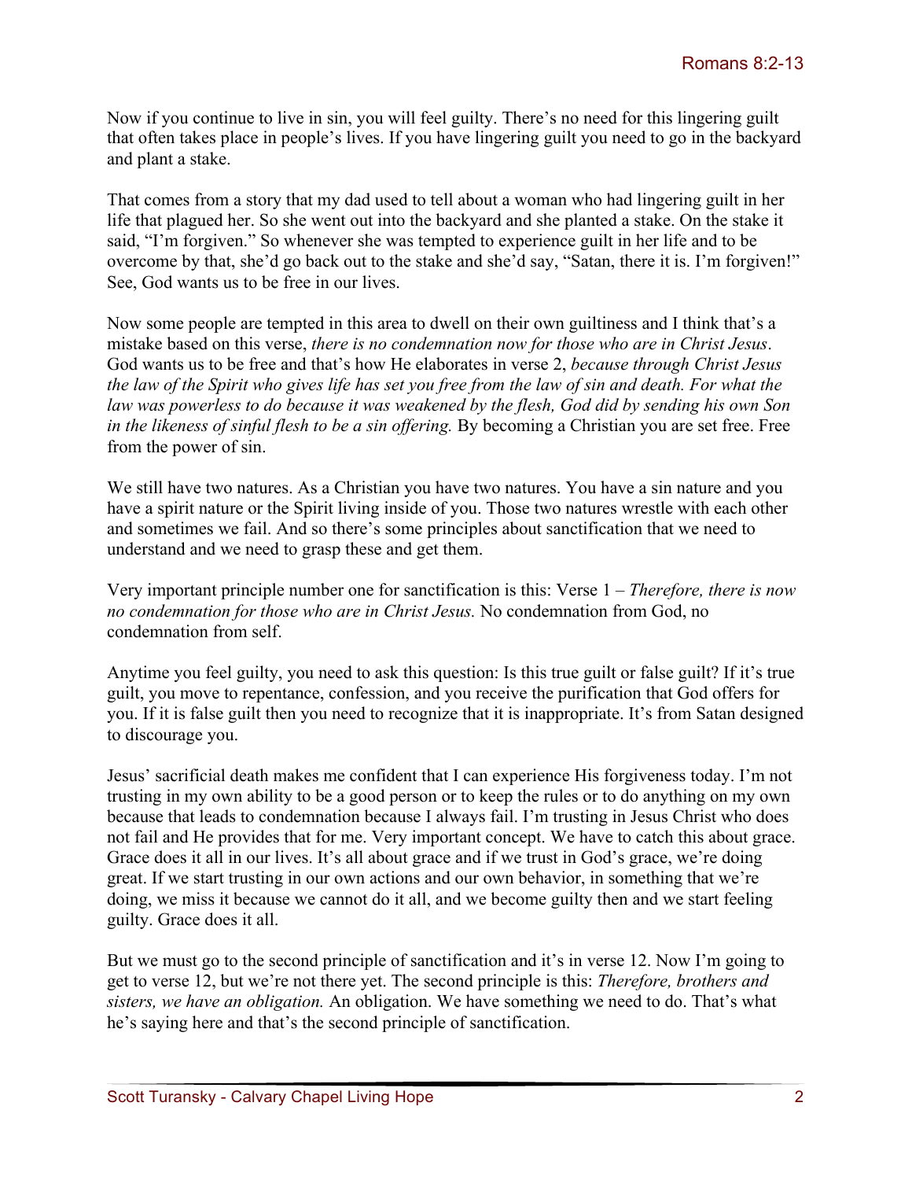Now if you continue to live in sin, you will feel guilty. There's no need for this lingering guilt that often takes place in people's lives. If you have lingering guilt you need to go in the backyard and plant a stake.

That comes from a story that my dad used to tell about a woman who had lingering guilt in her life that plagued her. So she went out into the backyard and she planted a stake. On the stake it said, "I'm forgiven." So whenever she was tempted to experience guilt in her life and to be overcome by that, she'd go back out to the stake and she'd say, "Satan, there it is. I'm forgiven!" See, God wants us to be free in our lives.

Now some people are tempted in this area to dwell on their own guiltiness and I think that's a mistake based on this verse, *there is no condemnation now for those who are in Christ Jesus*. God wants us to be free and that's how He elaborates in verse 2, *because through Christ Jesus the law of the Spirit who gives life has set you free from the law of sin and death. For what the law was powerless to do because it was weakened by the flesh, God did by sending his own Son in the likeness of sinful flesh to be a sin offering.* By becoming a Christian you are set free. Free from the power of sin.

We still have two natures. As a Christian you have two natures. You have a sin nature and you have a spirit nature or the Spirit living inside of you. Those two natures wrestle with each other and sometimes we fail. And so there's some principles about sanctification that we need to understand and we need to grasp these and get them.

Very important principle number one for sanctification is this: Verse 1 – *Therefore, there is now no condemnation for those who are in Christ Jesus.* No condemnation from God, no condemnation from self.

Anytime you feel guilty, you need to ask this question: Is this true guilt or false guilt? If it's true guilt, you move to repentance, confession, and you receive the purification that God offers for you. If it is false guilt then you need to recognize that it is inappropriate. It's from Satan designed to discourage you.

Jesus' sacrificial death makes me confident that I can experience His forgiveness today. I'm not trusting in my own ability to be a good person or to keep the rules or to do anything on my own because that leads to condemnation because I always fail. I'm trusting in Jesus Christ who does not fail and He provides that for me. Very important concept. We have to catch this about grace. Grace does it all in our lives. It's all about grace and if we trust in God's grace, we're doing great. If we start trusting in our own actions and our own behavior, in something that we're doing, we miss it because we cannot do it all, and we become guilty then and we start feeling guilty. Grace does it all.

But we must go to the second principle of sanctification and it's in verse 12. Now I'm going to get to verse 12, but we're not there yet. The second principle is this: *Therefore, brothers and sisters, we have an obligation.* An obligation. We have something we need to do. That's what he's saying here and that's the second principle of sanctification.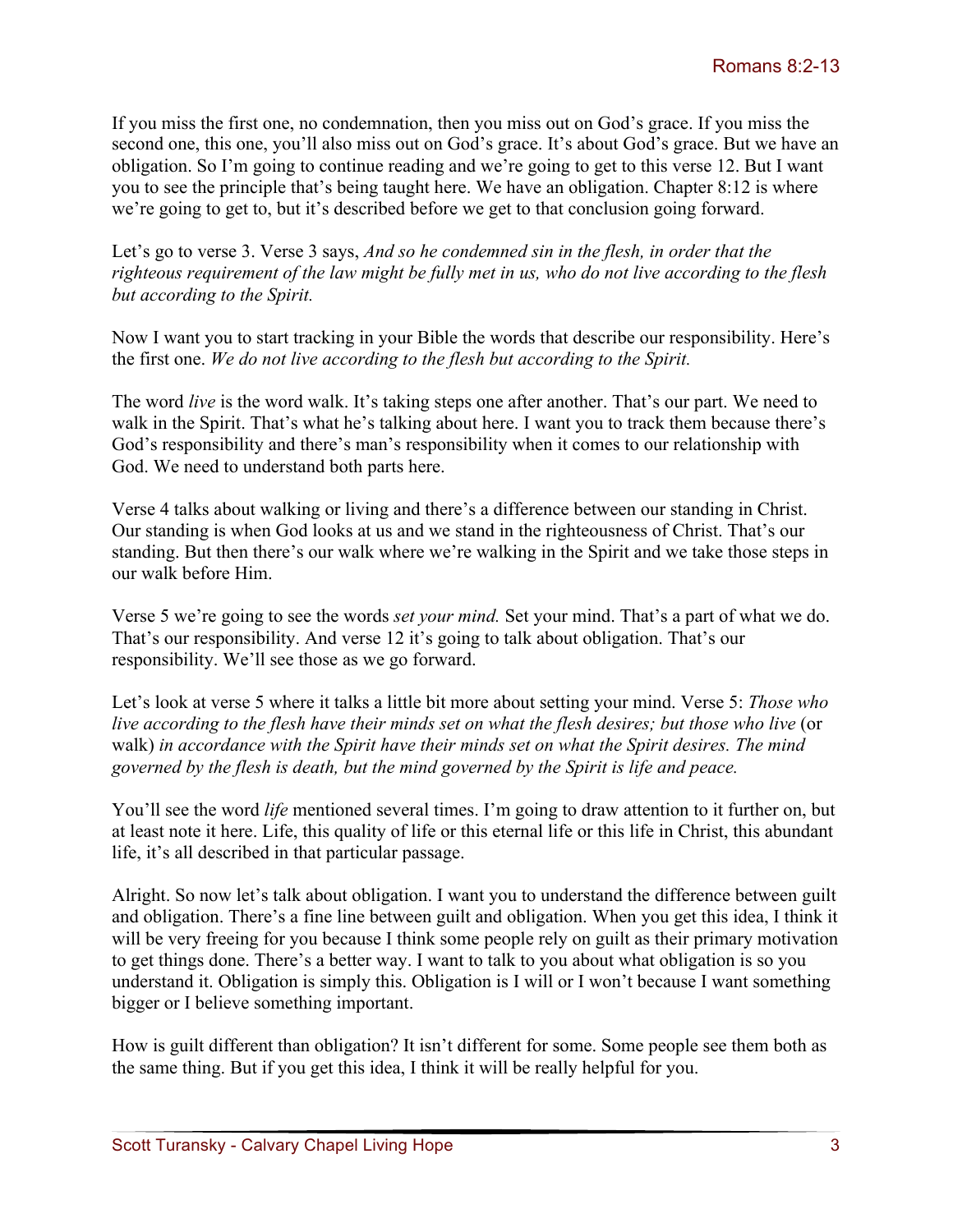If you miss the first one, no condemnation, then you miss out on God's grace. If you miss the second one, this one, you'll also miss out on God's grace. It's about God's grace. But we have an obligation. So I'm going to continue reading and we're going to get to this verse 12. But I want you to see the principle that's being taught here. We have an obligation. Chapter 8:12 is where we're going to get to, but it's described before we get to that conclusion going forward.

Let's go to verse 3. Verse 3 says, *And so he condemned sin in the flesh, in order that the righteous requirement of the law might be fully met in us, who do not live according to the flesh but according to the Spirit.*

Now I want you to start tracking in your Bible the words that describe our responsibility. Here's the first one. *We do not live according to the flesh but according to the Spirit.*

The word *live* is the word walk. It's taking steps one after another. That's our part. We need to walk in the Spirit. That's what he's talking about here. I want you to track them because there's God's responsibility and there's man's responsibility when it comes to our relationship with God. We need to understand both parts here.

Verse 4 talks about walking or living and there's a difference between our standing in Christ. Our standing is when God looks at us and we stand in the righteousness of Christ. That's our standing. But then there's our walk where we're walking in the Spirit and we take those steps in our walk before Him.

Verse 5 we're going to see the words *set your mind.* Set your mind. That's a part of what we do. That's our responsibility. And verse 12 it's going to talk about obligation. That's our responsibility. We'll see those as we go forward.

Let's look at verse 5 where it talks a little bit more about setting your mind. Verse 5: *Those who live according to the flesh have their minds set on what the flesh desires; but those who live* (or walk) *in accordance with the Spirit have their minds set on what the Spirit desires. The mind governed by the flesh is death, but the mind governed by the Spirit is life and peace.*

You'll see the word *life* mentioned several times. I'm going to draw attention to it further on, but at least note it here. Life, this quality of life or this eternal life or this life in Christ, this abundant life, it's all described in that particular passage.

Alright. So now let's talk about obligation. I want you to understand the difference between guilt and obligation. There's a fine line between guilt and obligation. When you get this idea, I think it will be very freeing for you because I think some people rely on guilt as their primary motivation to get things done. There's a better way. I want to talk to you about what obligation is so you understand it. Obligation is simply this. Obligation is I will or I won't because I want something bigger or I believe something important.

How is guilt different than obligation? It isn't different for some. Some people see them both as the same thing. But if you get this idea, I think it will be really helpful for you.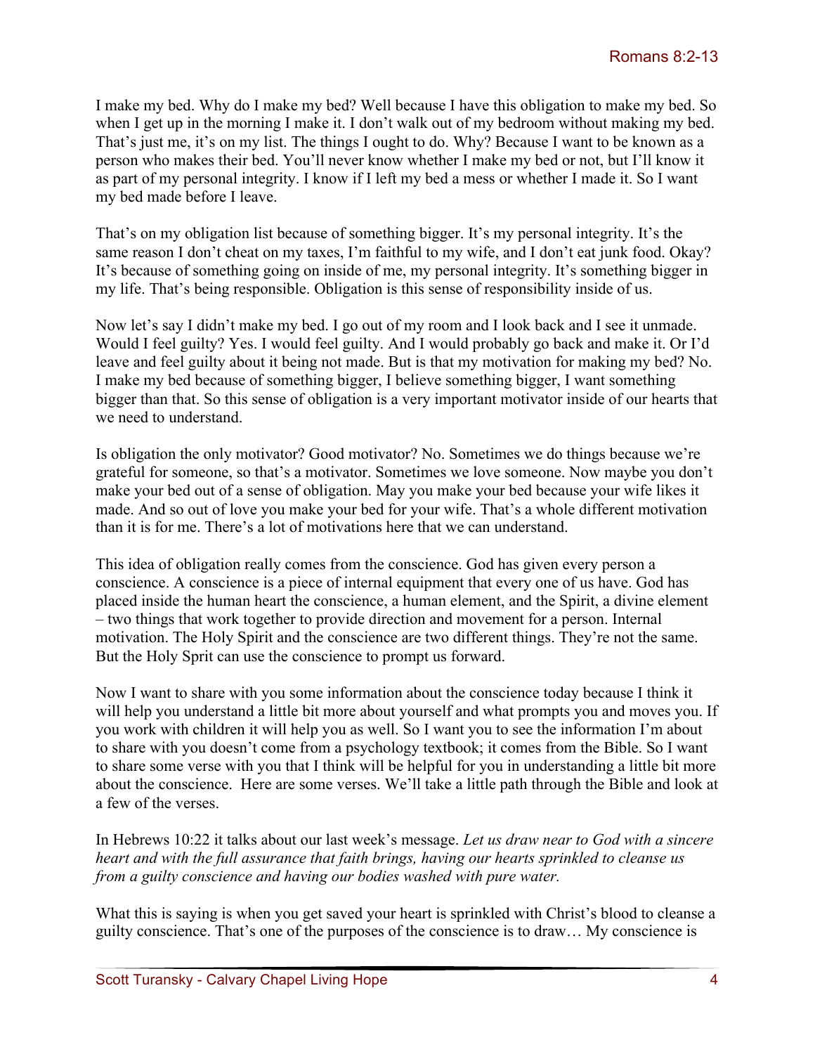I make my bed. Why do I make my bed? Well because I have this obligation to make my bed. So when I get up in the morning I make it. I don't walk out of my bedroom without making my bed. That's just me, it's on my list. The things I ought to do. Why? Because I want to be known as a person who makes their bed. You'll never know whether I make my bed or not, but I'll know it as part of my personal integrity. I know if I left my bed a mess or whether I made it. So I want my bed made before I leave.

That's on my obligation list because of something bigger. It's my personal integrity. It's the same reason I don't cheat on my taxes, I'm faithful to my wife, and I don't eat junk food. Okay? It's because of something going on inside of me, my personal integrity. It's something bigger in my life. That's being responsible. Obligation is this sense of responsibility inside of us.

Now let's say I didn't make my bed. I go out of my room and I look back and I see it unmade. Would I feel guilty? Yes. I would feel guilty. And I would probably go back and make it. Or I'd leave and feel guilty about it being not made. But is that my motivation for making my bed? No. I make my bed because of something bigger, I believe something bigger, I want something bigger than that. So this sense of obligation is a very important motivator inside of our hearts that we need to understand.

Is obligation the only motivator? Good motivator? No. Sometimes we do things because we're grateful for someone, so that's a motivator. Sometimes we love someone. Now maybe you don't make your bed out of a sense of obligation. May you make your bed because your wife likes it made. And so out of love you make your bed for your wife. That's a whole different motivation than it is for me. There's a lot of motivations here that we can understand.

This idea of obligation really comes from the conscience. God has given every person a conscience. A conscience is a piece of internal equipment that every one of us have. God has placed inside the human heart the conscience, a human element, and the Spirit, a divine element – two things that work together to provide direction and movement for a person. Internal motivation. The Holy Spirit and the conscience are two different things. They're not the same. But the Holy Sprit can use the conscience to prompt us forward.

Now I want to share with you some information about the conscience today because I think it will help you understand a little bit more about yourself and what prompts you and moves you. If you work with children it will help you as well. So I want you to see the information I'm about to share with you doesn't come from a psychology textbook; it comes from the Bible. So I want to share some verse with you that I think will be helpful for you in understanding a little bit more about the conscience. Here are some verses. We'll take a little path through the Bible and look at a few of the verses.

In Hebrews 10:22 it talks about our last week's message. *Let us draw near to God with a sincere heart and with the full assurance that faith brings, having our hearts sprinkled to cleanse us from a guilty conscience and having our bodies washed with pure water.*

What this is saying is when you get saved your heart is sprinkled with Christ's blood to cleanse a guilty conscience. That's one of the purposes of the conscience is to draw… My conscience is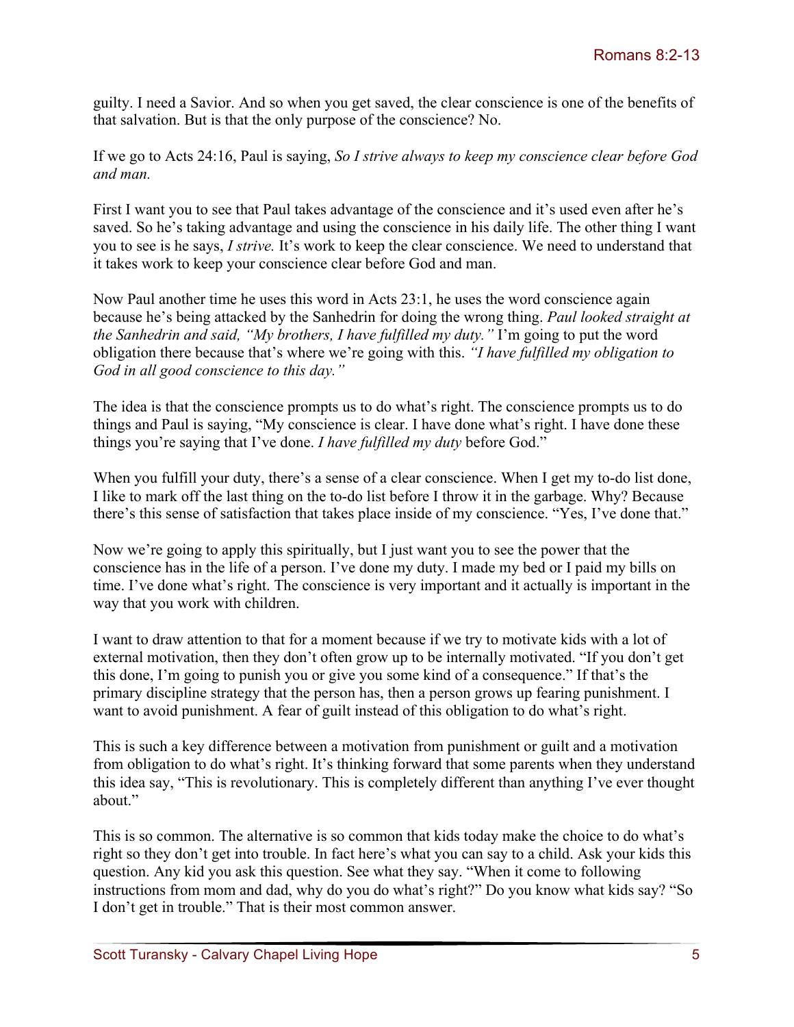guilty. I need a Savior. And so when you get saved, the clear conscience is one of the benefits of that salvation. But is that the only purpose of the conscience? No.

If we go to Acts 24:16, Paul is saying, *So I strive always to keep my conscience clear before God and man.*

First I want you to see that Paul takes advantage of the conscience and it's used even after he's saved. So he's taking advantage and using the conscience in his daily life. The other thing I want you to see is he says, *I strive.* It's work to keep the clear conscience. We need to understand that it takes work to keep your conscience clear before God and man.

Now Paul another time he uses this word in Acts 23:1, he uses the word conscience again because he's being attacked by the Sanhedrin for doing the wrong thing. *Paul looked straight at the Sanhedrin and said, "My brothers, I have fulfilled my duty."* I'm going to put the word obligation there because that's where we're going with this. *"I have fulfilled my obligation to God in all good conscience to this day."*

The idea is that the conscience prompts us to do what's right. The conscience prompts us to do things and Paul is saying, "My conscience is clear. I have done what's right. I have done these things you're saying that I've done. *I have fulfilled my duty* before God."

When you fulfill your duty, there's a sense of a clear conscience. When I get my to-do list done, I like to mark off the last thing on the to-do list before I throw it in the garbage. Why? Because there's this sense of satisfaction that takes place inside of my conscience. "Yes, I've done that."

Now we're going to apply this spiritually, but I just want you to see the power that the conscience has in the life of a person. I've done my duty. I made my bed or I paid my bills on time. I've done what's right. The conscience is very important and it actually is important in the way that you work with children.

I want to draw attention to that for a moment because if we try to motivate kids with a lot of external motivation, then they don't often grow up to be internally motivated. "If you don't get this done, I'm going to punish you or give you some kind of a consequence." If that's the primary discipline strategy that the person has, then a person grows up fearing punishment. I want to avoid punishment. A fear of guilt instead of this obligation to do what's right.

This is such a key difference between a motivation from punishment or guilt and a motivation from obligation to do what's right. It's thinking forward that some parents when they understand this idea say, "This is revolutionary. This is completely different than anything I've ever thought about."

This is so common. The alternative is so common that kids today make the choice to do what's right so they don't get into trouble. In fact here's what you can say to a child. Ask your kids this question. Any kid you ask this question. See what they say. "When it come to following instructions from mom and dad, why do you do what's right?" Do you know what kids say? "So I don't get in trouble." That is their most common answer.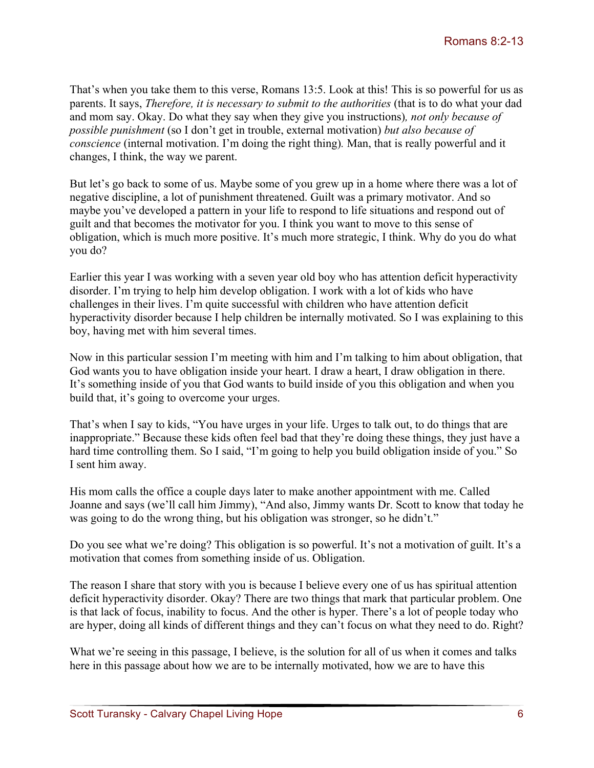That's when you take them to this verse, Romans 13:5. Look at this! This is so powerful for us as parents. It says, *Therefore, it is necessary to submit to the authorities* (that is to do what your dad and mom say. Okay. Do what they say when they give you instructions)*, not only because of possible punishment* (so I don't get in trouble, external motivation) *but also because of conscience* (internal motivation. I'm doing the right thing). Man, that is really powerful and it changes, I think, the way we parent.

But let's go back to some of us. Maybe some of you grew up in a home where there was a lot of negative discipline, a lot of punishment threatened. Guilt was a primary motivator. And so maybe you've developed a pattern in your life to respond to life situations and respond out of guilt and that becomes the motivator for you. I think you want to move to this sense of obligation, which is much more positive. It's much more strategic, I think. Why do you do what you do?

Earlier this year I was working with a seven year old boy who has attention deficit hyperactivity disorder. I'm trying to help him develop obligation. I work with a lot of kids who have challenges in their lives. I'm quite successful with children who have attention deficit hyperactivity disorder because I help children be internally motivated. So I was explaining to this boy, having met with him several times.

Now in this particular session I'm meeting with him and I'm talking to him about obligation, that God wants you to have obligation inside your heart. I draw a heart, I draw obligation in there. It's something inside of you that God wants to build inside of you this obligation and when you build that, it's going to overcome your urges.

That's when I say to kids, "You have urges in your life. Urges to talk out, to do things that are inappropriate." Because these kids often feel bad that they're doing these things, they just have a hard time controlling them. So I said, "I'm going to help you build obligation inside of you." So I sent him away.

His mom calls the office a couple days later to make another appointment with me. Called Joanne and says (we'll call him Jimmy), "And also, Jimmy wants Dr. Scott to know that today he was going to do the wrong thing, but his obligation was stronger, so he didn't."

Do you see what we're doing? This obligation is so powerful. It's not a motivation of guilt. It's a motivation that comes from something inside of us. Obligation.

The reason I share that story with you is because I believe every one of us has spiritual attention deficit hyperactivity disorder. Okay? There are two things that mark that particular problem. One is that lack of focus, inability to focus. And the other is hyper. There's a lot of people today who are hyper, doing all kinds of different things and they can't focus on what they need to do. Right?

What we're seeing in this passage, I believe, is the solution for all of us when it comes and talks here in this passage about how we are to be internally motivated, how we are to have this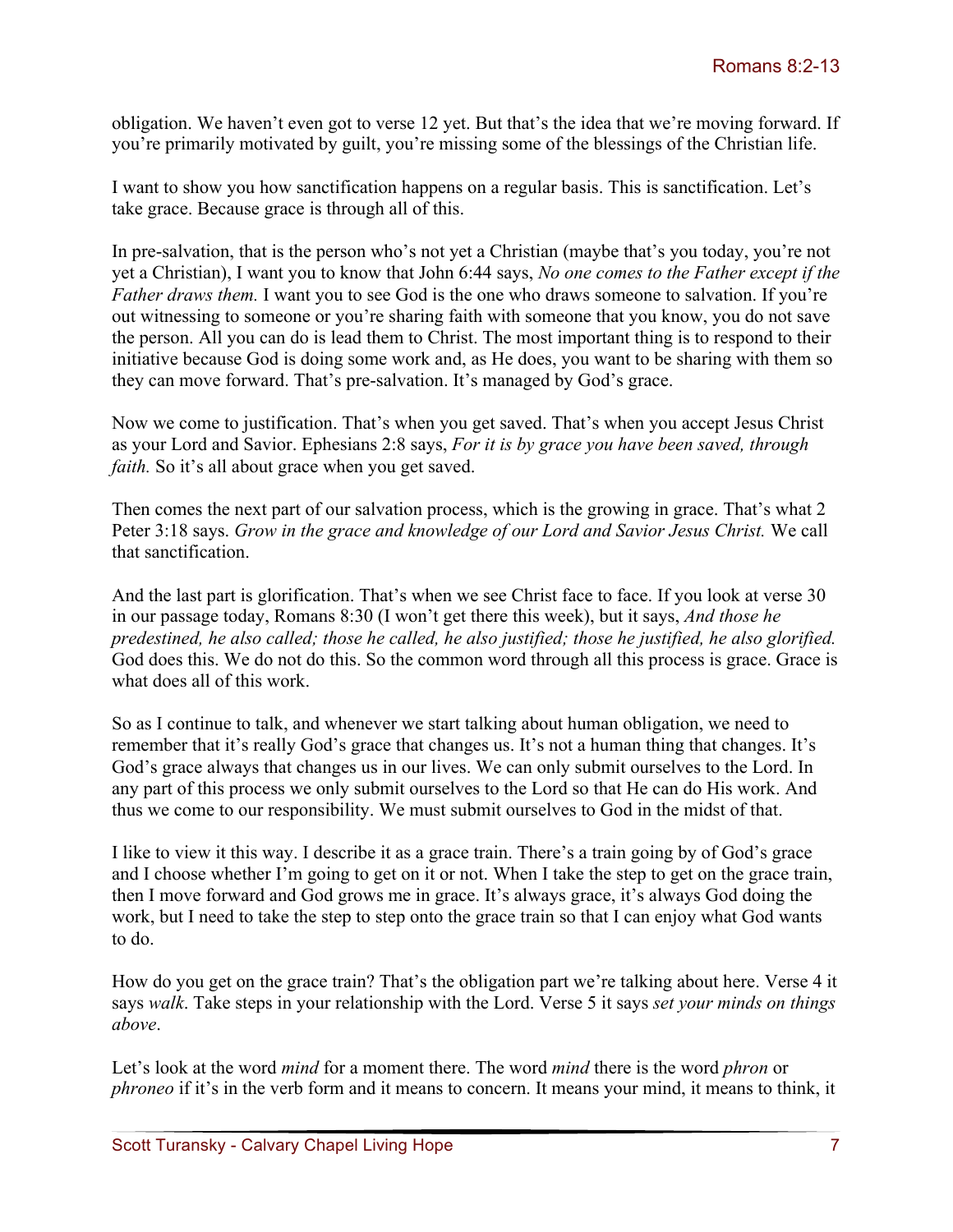obligation. We haven't even got to verse 12 yet. But that's the idea that we're moving forward. If you're primarily motivated by guilt, you're missing some of the blessings of the Christian life.

I want to show you how sanctification happens on a regular basis. This is sanctification. Let's take grace. Because grace is through all of this.

In pre-salvation, that is the person who's not yet a Christian (maybe that's you today, you're not yet a Christian), I want you to know that John 6:44 says, *No one comes to the Father except if the Father draws them.* I want you to see God is the one who draws someone to salvation. If you're out witnessing to someone or you're sharing faith with someone that you know, you do not save the person. All you can do is lead them to Christ. The most important thing is to respond to their initiative because God is doing some work and, as He does, you want to be sharing with them so they can move forward. That's pre-salvation. It's managed by God's grace.

Now we come to justification. That's when you get saved. That's when you accept Jesus Christ as your Lord and Savior. Ephesians 2:8 says, *For it is by grace you have been saved, through faith.* So it's all about grace when you get saved.

Then comes the next part of our salvation process, which is the growing in grace. That's what 2 Peter 3:18 says. *Grow in the grace and knowledge of our Lord and Savior Jesus Christ.* We call that sanctification.

And the last part is glorification. That's when we see Christ face to face. If you look at verse 30 in our passage today, Romans 8:30 (I won't get there this week), but it says, *And those he predestined, he also called; those he called, he also justified; those he justified, he also glorified.* God does this. We do not do this. So the common word through all this process is grace. Grace is what does all of this work.

So as I continue to talk, and whenever we start talking about human obligation, we need to remember that it's really God's grace that changes us. It's not a human thing that changes. It's God's grace always that changes us in our lives. We can only submit ourselves to the Lord. In any part of this process we only submit ourselves to the Lord so that He can do His work. And thus we come to our responsibility. We must submit ourselves to God in the midst of that.

I like to view it this way. I describe it as a grace train. There's a train going by of God's grace and I choose whether I'm going to get on it or not. When I take the step to get on the grace train, then I move forward and God grows me in grace. It's always grace, it's always God doing the work, but I need to take the step to step onto the grace train so that I can enjoy what God wants to do.

How do you get on the grace train? That's the obligation part we're talking about here. Verse 4 it says *walk*. Take steps in your relationship with the Lord. Verse 5 it says *set your minds on things above*.

Let's look at the word *mind* for a moment there. The word *mind* there is the word *phron* or *phroneo* if it's in the verb form and it means to concern. It means your mind, it means to think, it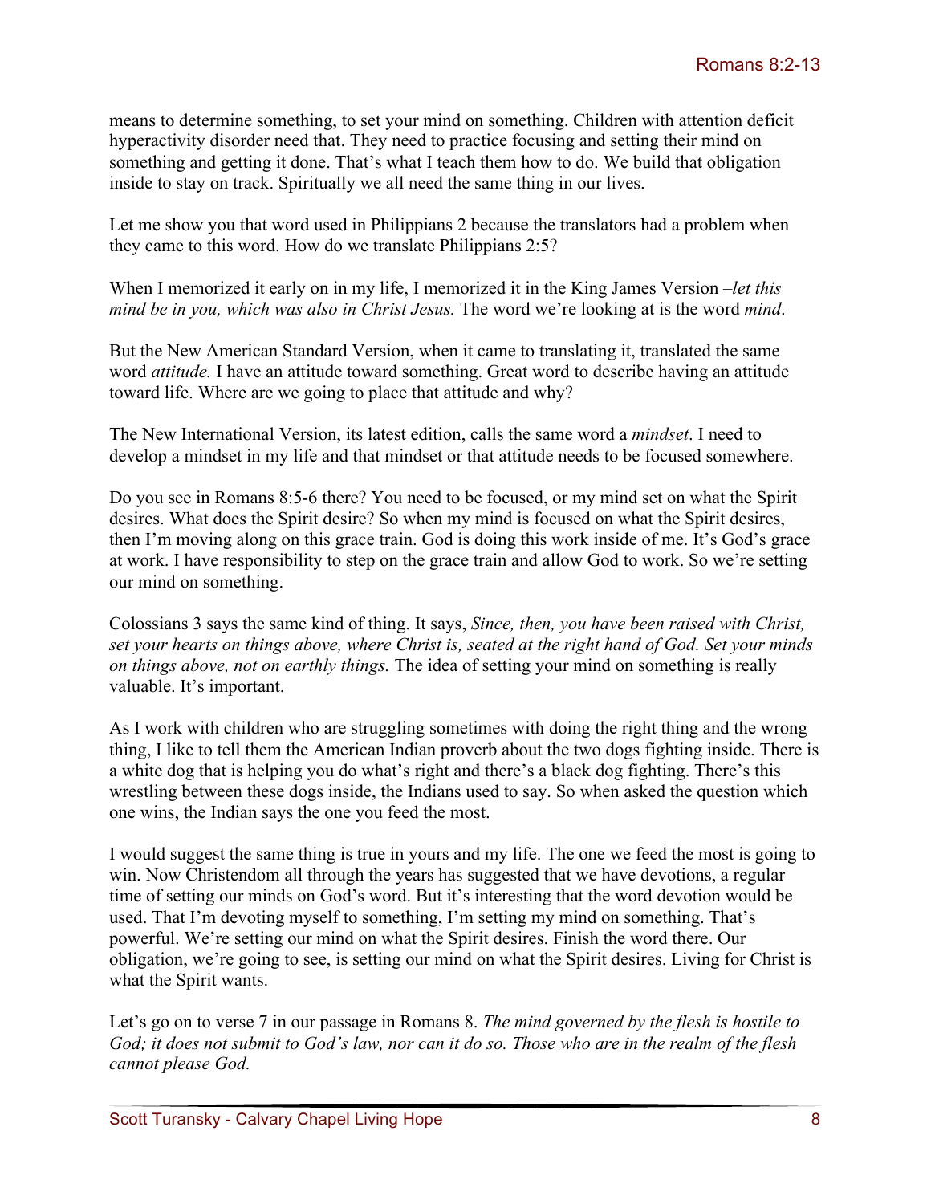means to determine something, to set your mind on something. Children with attention deficit hyperactivity disorder need that. They need to practice focusing and setting their mind on something and getting it done. That's what I teach them how to do. We build that obligation inside to stay on track. Spiritually we all need the same thing in our lives.

Let me show you that word used in Philippians 2 because the translators had a problem when they came to this word. How do we translate Philippians 2:5?

When I memorized it early on in my life, I memorized it in the King James Version –*let this mind be in you, which was also in Christ Jesus.* The word we're looking at is the word *mind*.

But the New American Standard Version, when it came to translating it, translated the same word *attitude.* I have an attitude toward something. Great word to describe having an attitude toward life. Where are we going to place that attitude and why?

The New International Version, its latest edition, calls the same word a *mindset*. I need to develop a mindset in my life and that mindset or that attitude needs to be focused somewhere.

Do you see in Romans 8:5-6 there? You need to be focused, or my mind set on what the Spirit desires. What does the Spirit desire? So when my mind is focused on what the Spirit desires, then I'm moving along on this grace train. God is doing this work inside of me. It's God's grace at work. I have responsibility to step on the grace train and allow God to work. So we're setting our mind on something.

Colossians 3 says the same kind of thing. It says, *Since, then, you have been raised with Christ, set your hearts on things above, where Christ is, seated at the right hand of God. Set your minds on things above, not on earthly things.* The idea of setting your mind on something is really valuable. It's important.

As I work with children who are struggling sometimes with doing the right thing and the wrong thing, I like to tell them the American Indian proverb about the two dogs fighting inside. There is a white dog that is helping you do what's right and there's a black dog fighting. There's this wrestling between these dogs inside, the Indians used to say. So when asked the question which one wins, the Indian says the one you feed the most.

I would suggest the same thing is true in yours and my life. The one we feed the most is going to win. Now Christendom all through the years has suggested that we have devotions, a regular time of setting our minds on God's word. But it's interesting that the word devotion would be used. That I'm devoting myself to something, I'm setting my mind on something. That's powerful. We're setting our mind on what the Spirit desires. Finish the word there. Our obligation, we're going to see, is setting our mind on what the Spirit desires. Living for Christ is what the Spirit wants.

Let's go on to verse 7 in our passage in Romans 8. *The mind governed by the flesh is hostile to God; it does not submit to God's law, nor can it do so. Those who are in the realm of the flesh cannot please God.*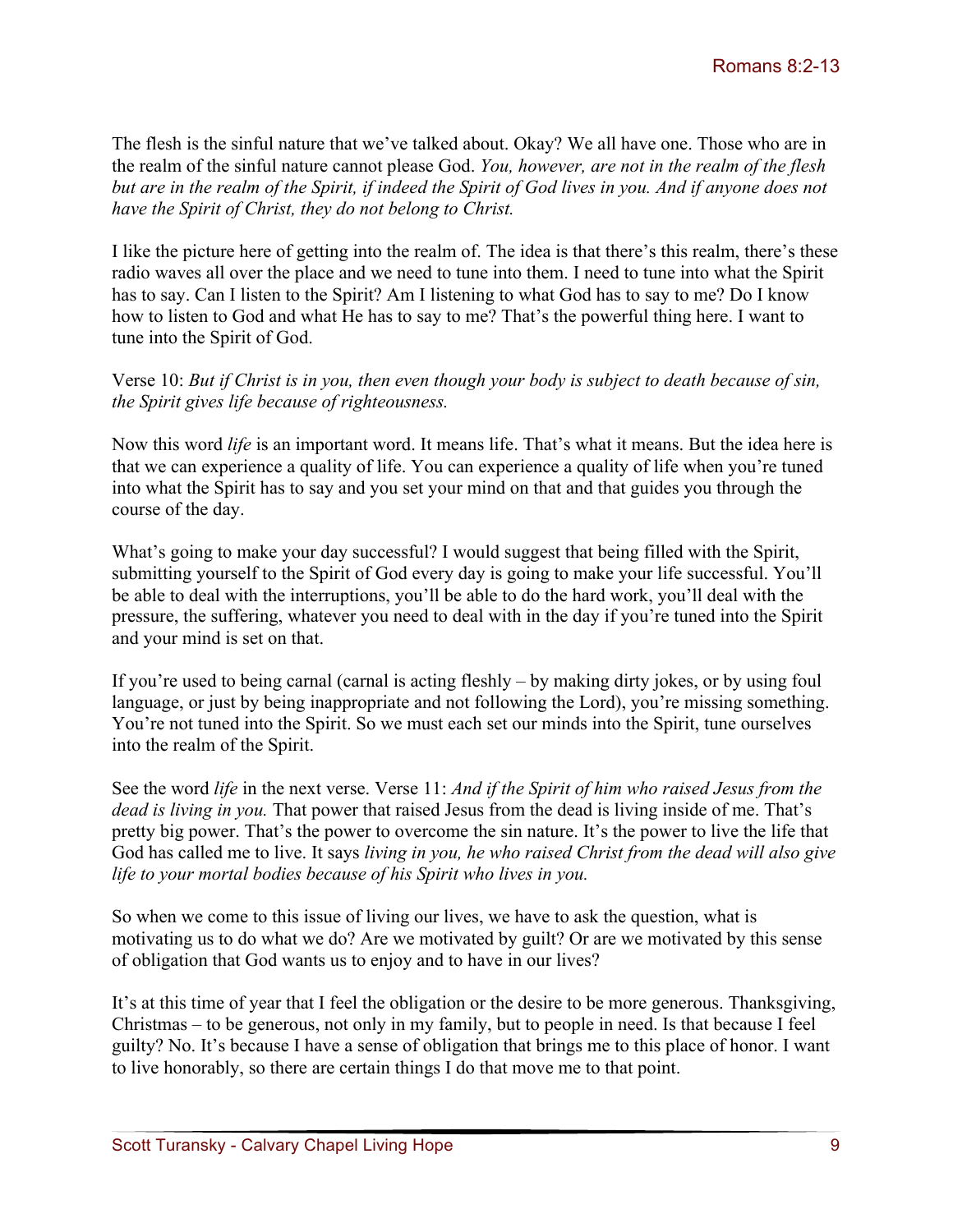The flesh is the sinful nature that we've talked about. Okay? We all have one. Those who are in the realm of the sinful nature cannot please God. *You, however, are not in the realm of the flesh but are in the realm of the Spirit, if indeed the Spirit of God lives in you. And if anyone does not have the Spirit of Christ, they do not belong to Christ.*

I like the picture here of getting into the realm of. The idea is that there's this realm, there's these radio waves all over the place and we need to tune into them. I need to tune into what the Spirit has to say. Can I listen to the Spirit? Am I listening to what God has to say to me? Do I know how to listen to God and what He has to say to me? That's the powerful thing here. I want to tune into the Spirit of God.

Verse 10: *But if Christ is in you, then even though your body is subject to death because of sin, the Spirit gives life because of righteousness.*

Now this word *life* is an important word. It means life. That's what it means. But the idea here is that we can experience a quality of life. You can experience a quality of life when you're tuned into what the Spirit has to say and you set your mind on that and that guides you through the course of the day.

What's going to make your day successful? I would suggest that being filled with the Spirit, submitting yourself to the Spirit of God every day is going to make your life successful. You'll be able to deal with the interruptions, you'll be able to do the hard work, you'll deal with the pressure, the suffering, whatever you need to deal with in the day if you're tuned into the Spirit and your mind is set on that.

If you're used to being carnal (carnal is acting fleshly – by making dirty jokes, or by using foul language, or just by being inappropriate and not following the Lord), you're missing something. You're not tuned into the Spirit. So we must each set our minds into the Spirit, tune ourselves into the realm of the Spirit.

See the word *life* in the next verse. Verse 11: *And if the Spirit of him who raised Jesus from the dead is living in you.* That power that raised Jesus from the dead is living inside of me. That's pretty big power. That's the power to overcome the sin nature. It's the power to live the life that God has called me to live. It says *living in you, he who raised Christ from the dead will also give life to your mortal bodies because of his Spirit who lives in you.*

So when we come to this issue of living our lives, we have to ask the question, what is motivating us to do what we do? Are we motivated by guilt? Or are we motivated by this sense of obligation that God wants us to enjoy and to have in our lives?

It's at this time of year that I feel the obligation or the desire to be more generous. Thanksgiving, Christmas – to be generous, not only in my family, but to people in need. Is that because I feel guilty? No. It's because I have a sense of obligation that brings me to this place of honor. I want to live honorably, so there are certain things I do that move me to that point.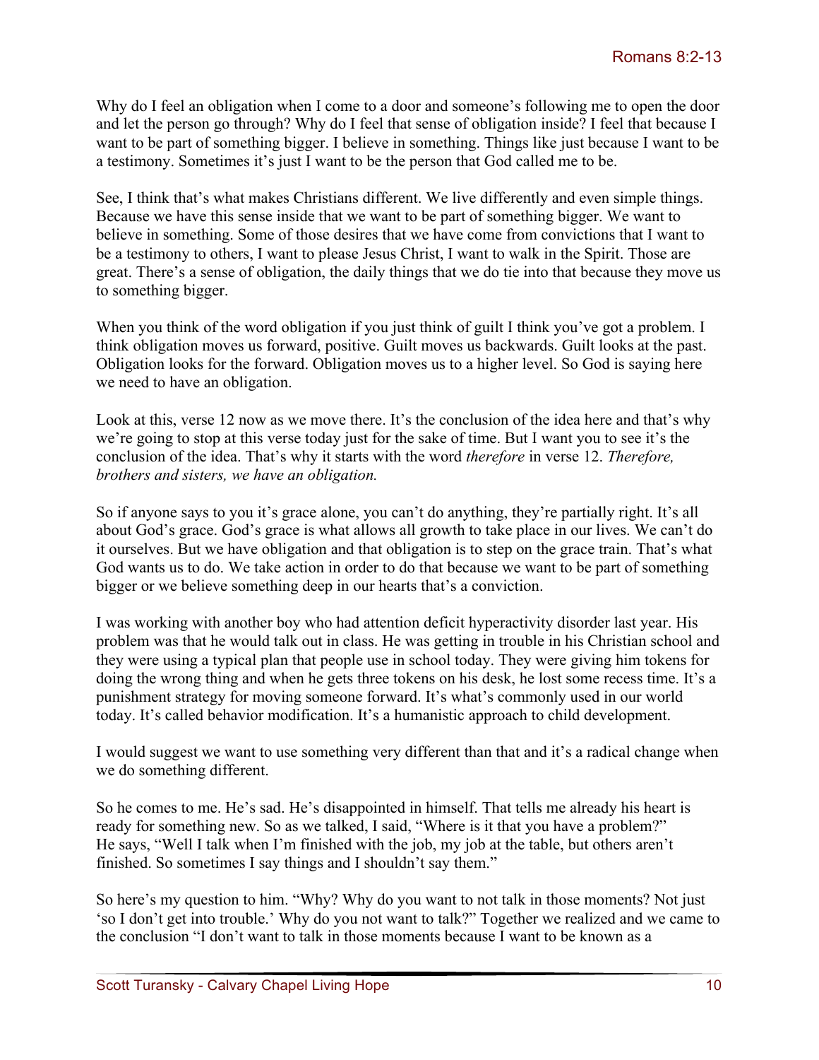Why do I feel an obligation when I come to a door and someone's following me to open the door and let the person go through? Why do I feel that sense of obligation inside? I feel that because I want to be part of something bigger. I believe in something. Things like just because I want to be a testimony. Sometimes it's just I want to be the person that God called me to be.

See, I think that's what makes Christians different. We live differently and even simple things. Because we have this sense inside that we want to be part of something bigger. We want to believe in something. Some of those desires that we have come from convictions that I want to be a testimony to others, I want to please Jesus Christ, I want to walk in the Spirit. Those are great. There's a sense of obligation, the daily things that we do tie into that because they move us to something bigger.

When you think of the word obligation if you just think of guilt I think you've got a problem. I think obligation moves us forward, positive. Guilt moves us backwards. Guilt looks at the past. Obligation looks for the forward. Obligation moves us to a higher level. So God is saying here we need to have an obligation.

Look at this, verse 12 now as we move there. It's the conclusion of the idea here and that's why we're going to stop at this verse today just for the sake of time. But I want you to see it's the conclusion of the idea. That's why it starts with the word *therefore* in verse 12. *Therefore, brothers and sisters, we have an obligation.*

So if anyone says to you it's grace alone, you can't do anything, they're partially right. It's all about God's grace. God's grace is what allows all growth to take place in our lives. We can't do it ourselves. But we have obligation and that obligation is to step on the grace train. That's what God wants us to do. We take action in order to do that because we want to be part of something bigger or we believe something deep in our hearts that's a conviction.

I was working with another boy who had attention deficit hyperactivity disorder last year. His problem was that he would talk out in class. He was getting in trouble in his Christian school and they were using a typical plan that people use in school today. They were giving him tokens for doing the wrong thing and when he gets three tokens on his desk, he lost some recess time. It's a punishment strategy for moving someone forward. It's what's commonly used in our world today. It's called behavior modification. It's a humanistic approach to child development.

I would suggest we want to use something very different than that and it's a radical change when we do something different.

So he comes to me. He's sad. He's disappointed in himself. That tells me already his heart is ready for something new. So as we talked, I said, "Where is it that you have a problem?" He says, "Well I talk when I'm finished with the job, my job at the table, but others aren't finished. So sometimes I say things and I shouldn't say them."

So here's my question to him. "Why? Why do you want to not talk in those moments? Not just 'so I don't get into trouble.' Why do you not want to talk?" Together we realized and we came to the conclusion "I don't want to talk in those moments because I want to be known as a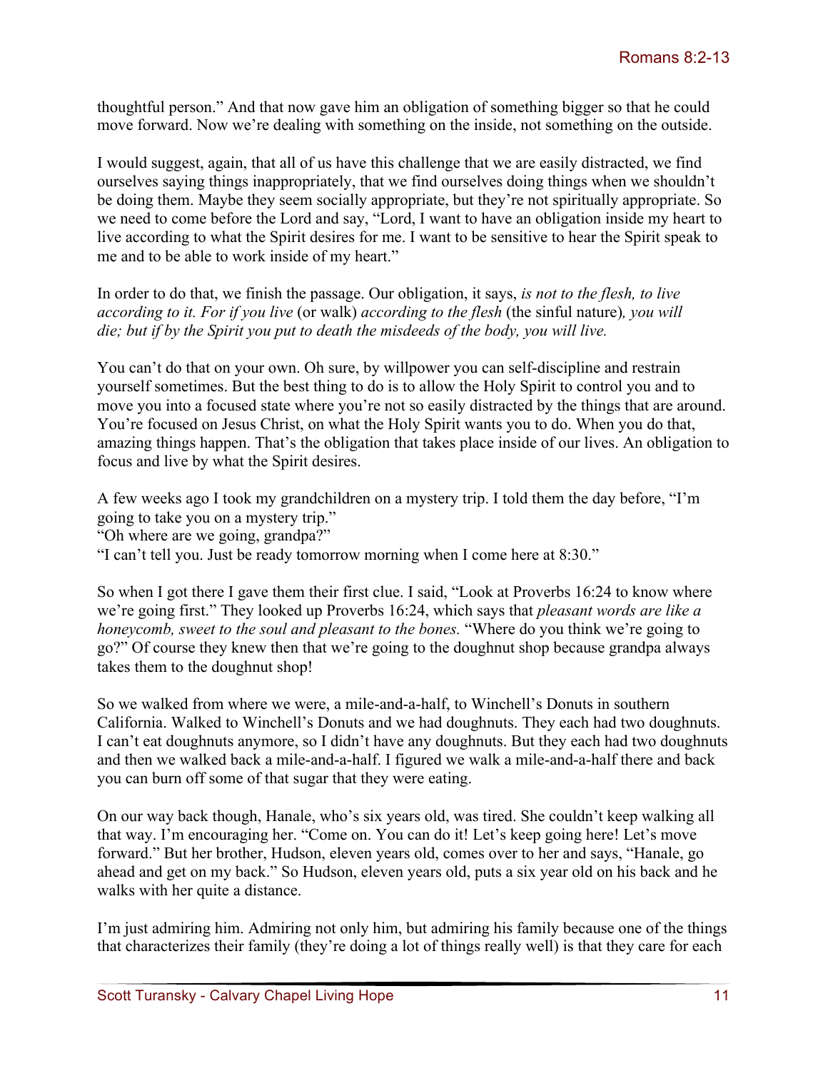thoughtful person." And that now gave him an obligation of something bigger so that he could move forward. Now we're dealing with something on the inside, not something on the outside.

I would suggest, again, that all of us have this challenge that we are easily distracted, we find ourselves saying things inappropriately, that we find ourselves doing things when we shouldn't be doing them. Maybe they seem socially appropriate, but they're not spiritually appropriate. So we need to come before the Lord and say, "Lord, I want to have an obligation inside my heart to live according to what the Spirit desires for me. I want to be sensitive to hear the Spirit speak to me and to be able to work inside of my heart."

In order to do that, we finish the passage. Our obligation, it says, *is not to the flesh, to live according to it. For if you live* (or walk) *according to the flesh* (the sinful nature)*, you will die; but if by the Spirit you put to death the misdeeds of the body, you will live.*

You can't do that on your own. Oh sure, by willpower you can self-discipline and restrain yourself sometimes. But the best thing to do is to allow the Holy Spirit to control you and to move you into a focused state where you're not so easily distracted by the things that are around. You're focused on Jesus Christ, on what the Holy Spirit wants you to do. When you do that, amazing things happen. That's the obligation that takes place inside of our lives. An obligation to focus and live by what the Spirit desires.

A few weeks ago I took my grandchildren on a mystery trip. I told them the day before, "I'm going to take you on a mystery trip."
"Oh where are we going, grandpa?"
"I can't tell you. Just be ready tomorrow morning when I come here at 8:30."

So when I got there I gave them their first clue. I said, "Look at Proverbs 16:24 to know where we're going first." They looked up Proverbs 16:24, which says that *pleasant words are like a honeycomb, sweet to the soul and pleasant to the bones.* "Where do you think we're going to go?" Of course they knew then that we're going to the doughnut shop because grandpa always takes them to the doughnut shop!

So we walked from where we were, a mile-and-a-half, to Winchell's Donuts in southern California. Walked to Winchell's Donuts and we had doughnuts. They each had two doughnuts. I can't eat doughnuts anymore, so I didn't have any doughnuts. But they each had two doughnuts and then we walked back a mile-and-a-half. I figured we walk a mile-and-a-half there and back you can burn off some of that sugar that they were eating.

On our way back though, Hanale, who's six years old, was tired. She couldn't keep walking all that way. I'm encouraging her. "Come on. You can do it! Let's keep going here! Let's move forward." But her brother, Hudson, eleven years old, comes over to her and says, "Hanale, go ahead and get on my back." So Hudson, eleven years old, puts a six year old on his back and he walks with her quite a distance.

I'm just admiring him. Admiring not only him, but admiring his family because one of the things that characterizes their family (they're doing a lot of things really well) is that they care for each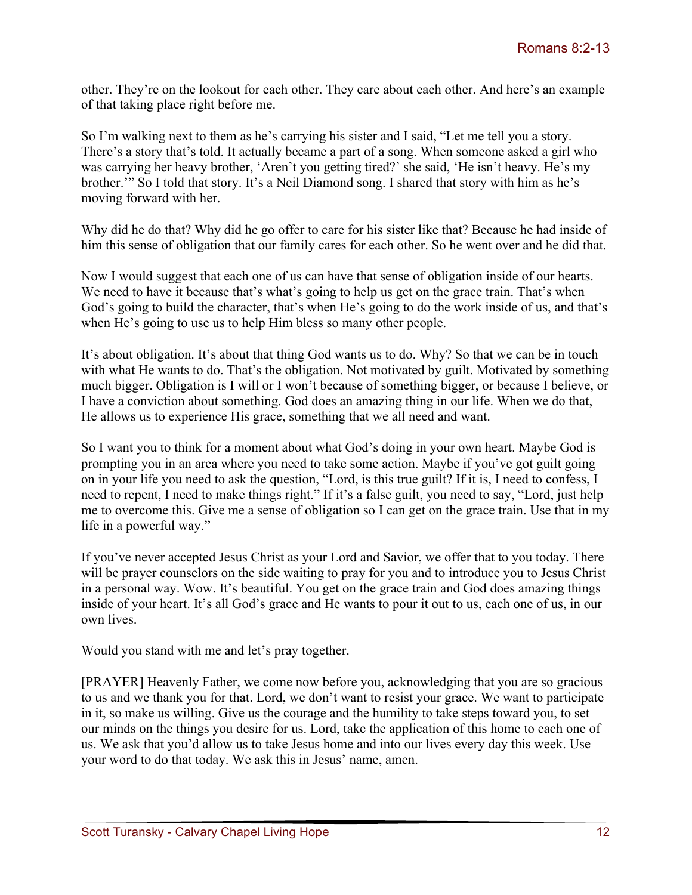other. They're on the lookout for each other. They care about each other. And here's an example of that taking place right before me.

So I'm walking next to them as he's carrying his sister and I said, "Let me tell you a story. There's a story that's told. It actually became a part of a song. When someone asked a girl who was carrying her heavy brother, 'Aren't you getting tired?' she said, 'He isn't heavy. He's my brother.'" So I told that story. It's a Neil Diamond song. I shared that story with him as he's moving forward with her.

Why did he do that? Why did he go offer to care for his sister like that? Because he had inside of him this sense of obligation that our family cares for each other. So he went over and he did that.

Now I would suggest that each one of us can have that sense of obligation inside of our hearts. We need to have it because that's what's going to help us get on the grace train. That's when God's going to build the character, that's when He's going to do the work inside of us, and that's when He's going to use us to help Him bless so many other people.

It's about obligation. It's about that thing God wants us to do. Why? So that we can be in touch with what He wants to do. That's the obligation. Not motivated by guilt. Motivated by something much bigger. Obligation is I will or I won't because of something bigger, or because I believe, or I have a conviction about something. God does an amazing thing in our life. When we do that, He allows us to experience His grace, something that we all need and want.

So I want you to think for a moment about what God's doing in your own heart. Maybe God is prompting you in an area where you need to take some action. Maybe if you've got guilt going on in your life you need to ask the question, "Lord, is this true guilt? If it is, I need to confess, I need to repent, I need to make things right." If it's a false guilt, you need to say, "Lord, just help me to overcome this. Give me a sense of obligation so I can get on the grace train. Use that in my life in a powerful way."

If you've never accepted Jesus Christ as your Lord and Savior, we offer that to you today. There will be prayer counselors on the side waiting to pray for you and to introduce you to Jesus Christ in a personal way. Wow. It's beautiful. You get on the grace train and God does amazing things inside of your heart. It's all God's grace and He wants to pour it out to us, each one of us, in our own lives.

Would you stand with me and let's pray together.

[PRAYER] Heavenly Father, we come now before you, acknowledging that you are so gracious to us and we thank you for that. Lord, we don't want to resist your grace. We want to participate in it, so make us willing. Give us the courage and the humility to take steps toward you, to set our minds on the things you desire for us. Lord, take the application of this home to each one of us. We ask that you'd allow us to take Jesus home and into our lives every day this week. Use your word to do that today. We ask this in Jesus' name, amen.